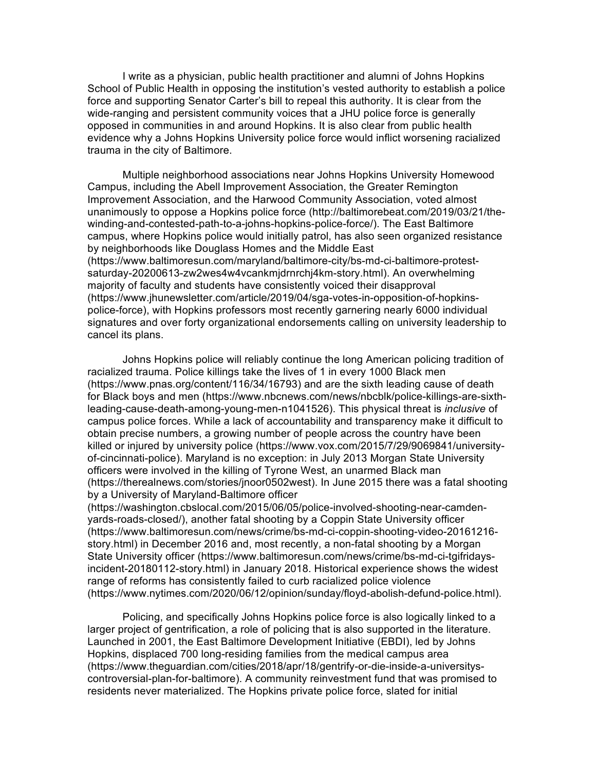I write as a physician, public health practitioner and alumni of Johns Hopkins School of Public Health in opposing the institution's vested authority to establish a police force and supporting Senator Carter's bill to repeal this authority. It is clear from the wide-ranging and persistent community voices that a JHU police force is generally opposed in communities in and around Hopkins. It is also clear from public health evidence why a Johns Hopkins University police force would inflict worsening racialized trauma in the city of Baltimore.

Multiple neighborhood associations near Johns Hopkins University Homewood Campus, including the Abell Improvement Association, the Greater Remington Improvement Association, and the Harwood Community Association, voted almost unanimously to oppose a Hopkins police force (http://baltimorebeat.com/2019/03/21/the-winding-and-contested-path-to-a-johns-hopkins-police-force/). The East Baltimore campus, where Hopkins police would initially patrol, has also seen organized resistance by neighborhoods like Douglass Homes and the Middle East (https://www.baltimoresun.com/maryland/baltimore-city/bs-md-ci-baltimore-protest-saturday-20200613-zw2wes4w4vcankmjdrnrchj4km-story.html). An overwhelming majority of faculty and students have consistently voiced their disapproval (https://www.jhunewsletter.com/article/2019/04/sga-votes-in-opposition-of-hopkins-police-force), with Hopkins professors most recently garnering nearly 6000 individual signatures and over forty organizational endorsements calling on university leadership to cancel its plans.

Johns Hopkins police will reliably continue the long American policing tradition of racialized trauma. Police killings take the lives of 1 in every 1000 Black men (https://www.pnas.org/content/116/34/16793) and are the sixth leading cause of death for Black boys and men (https://www.nbcnews.com/news/nbcblk/police-killings-are-sixth-leading-cause-death-among-young-men-n1041526). This physical threat is *inclusive* of campus police forces. While a lack of accountability and transparency make it difficult to obtain precise numbers, a growing number of people across the country have been killed or injured by university police (https://www.vox.com/2015/7/29/9069841/university-of-cincinnati-police). Maryland is no exception: in July 2013 Morgan State University officers were involved in the killing of Tyrone West, an unarmed Black man (https://therealnews.com/stories/jnoor0502west). In June 2015 there was a fatal shooting by a University of Maryland-Baltimore officer (https://washington.cbslocal.com/2015/06/05/police-involved-shooting-near-camden-yards-roads-closed/), another fatal shooting by a Coppin State University officer (https://www.baltimoresun.com/news/crime/bs-md-ci-coppin-shooting-video-20161216-story.html) in December 2016 and, most recently, a non-fatal shooting by a Morgan State University officer (https://www.baltimoresun.com/news/crime/bs-md-ci-tgifridays-incident-20180112-story.html) in January 2018. Historical experience shows the widest range of reforms has consistently failed to curb racialized police violence (https://www.nytimes.com/2020/06/12/opinion/sunday/floyd-abolish-defund-police.html).

Policing, and specifically Johns Hopkins police force is also logically linked to a larger project of gentrification, a role of policing that is also supported in the literature. Launched in 2001, the East Baltimore Development Initiative (EBDI), led by Johns Hopkins, displaced 700 long-residing families from the medical campus area (https://www.theguardian.com/cities/2018/apr/18/gentrify-or-die-inside-a-universitys-controversial-plan-for-baltimore). A community reinvestment fund that was promised to residents never materialized. The Hopkins private police force, slated for initial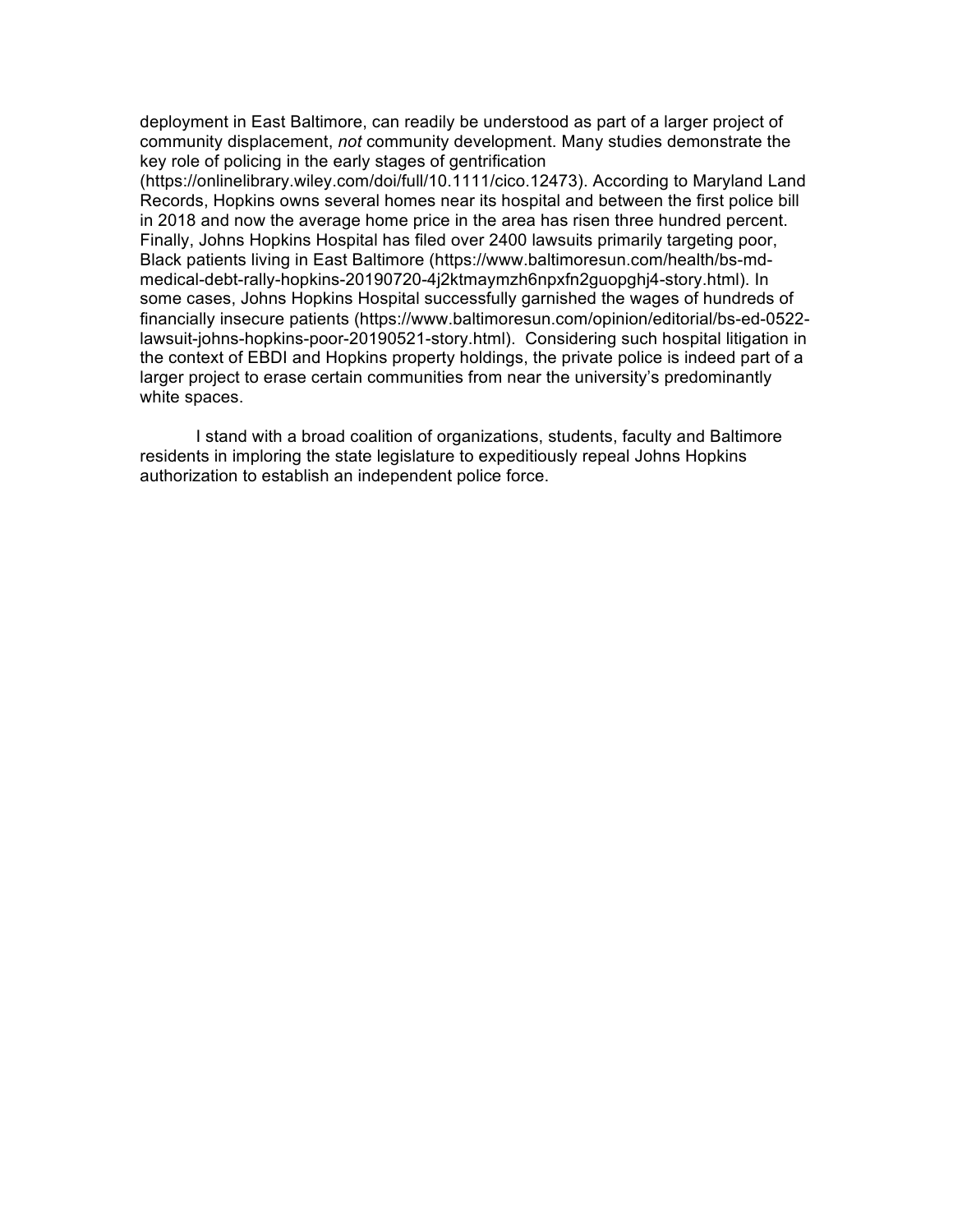deployment in East Baltimore, can readily be understood as part of a larger project of community displacement, *not* community development. Many studies demonstrate the key role of policing in the early stages of gentrification (https://onlinelibrary.wiley.com/doi/full/10.1111/cico.12473). According to Maryland Land Records, Hopkins owns several homes near its hospital and between the first police bill in 2018 and now the average home price in the area has risen three hundred percent. Finally, Johns Hopkins Hospital has filed over 2400 lawsuits primarily targeting poor, Black patients living in East Baltimore (https://www.baltimoresun.com/health/bs-md-medical-debt-rally-hopkins-20190720-4j2ktmaymzh6npxfn2guopghj4-story.html). In some cases, Johns Hopkins Hospital successfully garnished the wages of hundreds of financially insecure patients (https://www.baltimoresun.com/opinion/editorial/bs-ed-0522-lawsuit-johns-hopkins-poor-20190521-story.html). Considering such hospital litigation in the context of EBDI and Hopkins property holdings, the private police is indeed part of a larger project to erase certain communities from near the university's predominantly white spaces.

I stand with a broad coalition of organizations, students, faculty and Baltimore residents in imploring the state legislature to expeditiously repeal Johns Hopkins authorization to establish an independent police force.